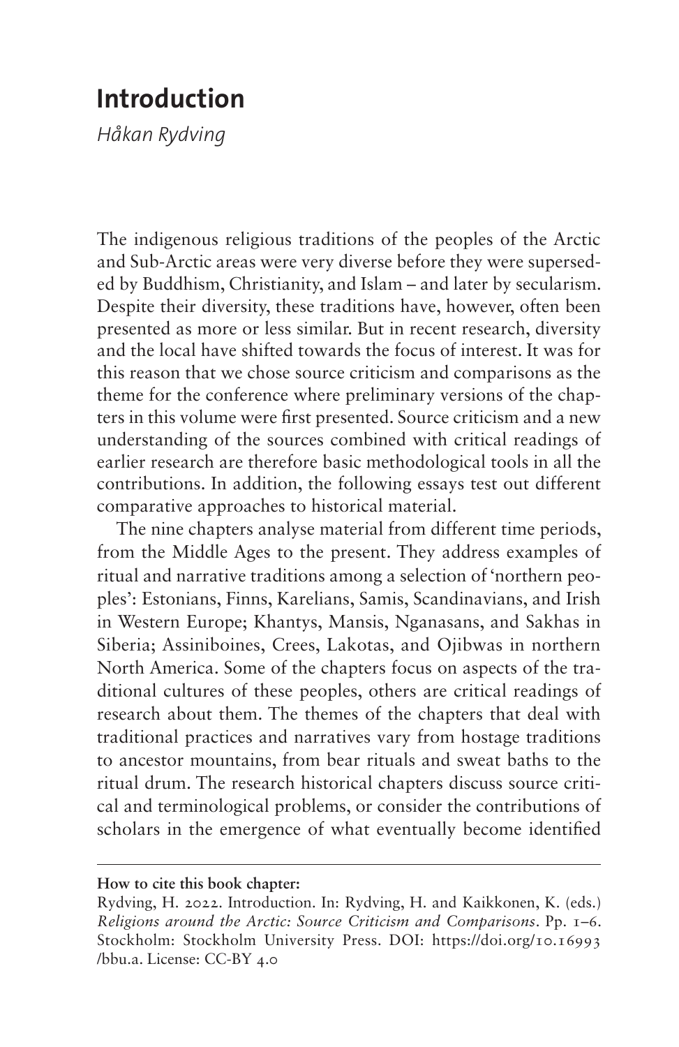# Introduction

*Håkan Rydving*

The indigenous religious traditions of the peoples of the Arctic and Sub-Arctic areas were very diverse before they were superseded by Buddhism, Christianity, and Islam – and later by secularism. Despite their diversity, these traditions have, however, often been presented as more or less similar. But in recent research, diversity and the local have shifted towards the focus of interest. It was for this reason that we chose source criticism and comparisons as the theme for the conference where preliminary versions of the chapters in this volume were first presented. Source criticism and a new understanding of the sources combined with critical readings of earlier research are therefore basic methodological tools in all the contributions. In addition, the following essays test out different comparative approaches to historical material.

The nine chapters analyse material from different time periods, from the Middle Ages to the present. They address examples of ritual and narrative traditions among a selection of 'northern peoples': Estonians, Finns, Karelians, Samis, Scandinavians, and Irish in Western Europe; Khantys, Mansis, Nganasans, and Sakhas in Siberia; Assiniboines, Crees, Lakotas, and Ojibwas in northern North America. Some of the chapters focus on aspects of the traditional cultures of these peoples, others are critical readings of research about them. The themes of the chapters that deal with traditional practices and narratives vary from hostage traditions to ancestor mountains, from bear rituals and sweat baths to the ritual drum. The research historical chapters discuss source critical and terminological problems, or consider the contributions of scholars in the emergence of what eventually become identified

**How to cite this book chapter:**

Rydving, H. 2022. Introduction. In: Rydving, H. and Kaikkonen, K. (eds.) *Religions around the Arctic: Source Criticism and Comparisons*. Pp. 1–6. Stockholm: Stockholm University Press. DOI: https://doi.org/10.16993/bbu.a. License: CC-BY 4.0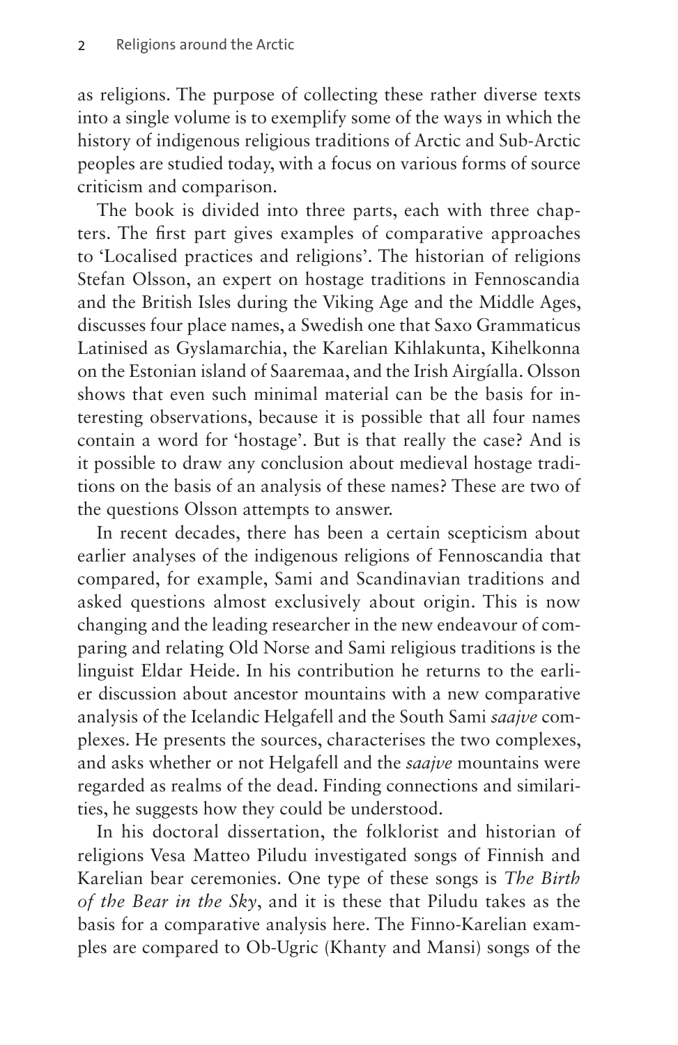as religions. The purpose of collecting these rather diverse texts into a single volume is to exemplify some of the ways in which the history of indigenous religious traditions of Arctic and Sub-Arctic peoples are studied today, with a focus on various forms of source criticism and comparison.

The book is divided into three parts, each with three chapters. The first part gives examples of comparative approaches to 'Localised practices and religions'. The historian of religions Stefan Olsson, an expert on hostage traditions in Fennoscandia and the British Isles during the Viking Age and the Middle Ages, discusses four place names, a Swedish one that Saxo Grammaticus Latinised as Gyslamarchia, the Karelian Kihlakunta, Kihelkonna on the Estonian island of Saaremaa, and the Irish Airgíalla. Olsson shows that even such minimal material can be the basis for interesting observations, because it is possible that all four names contain a word for 'hostage'. But is that really the case? And is it possible to draw any conclusion about medieval hostage traditions on the basis of an analysis of these names? These are two of the questions Olsson attempts to answer.

In recent decades, there has been a certain scepticism about earlier analyses of the indigenous religions of Fennoscandia that compared, for example, Sami and Scandinavian traditions and asked questions almost exclusively about origin. This is now changing and the leading researcher in the new endeavour of comparing and relating Old Norse and Sami religious traditions is the linguist Eldar Heide. In his contribution he returns to the earlier discussion about ancestor mountains with a new comparative analysis of the Icelandic Helgafell and the South Sami *saajve* complexes. He presents the sources, characterises the two complexes, and asks whether or not Helgafell and the *saajve* mountains were regarded as realms of the dead. Finding connections and similarities, he suggests how they could be understood.

In his doctoral dissertation, the folklorist and historian of religions Vesa Matteo Piludu investigated songs of Finnish and Karelian bear ceremonies. One type of these songs is *The Birth of the Bear in the Sky*, and it is these that Piludu takes as the basis for a comparative analysis here. The Finno-Karelian examples are compared to Ob-Ugric (Khanty and Mansi) songs of the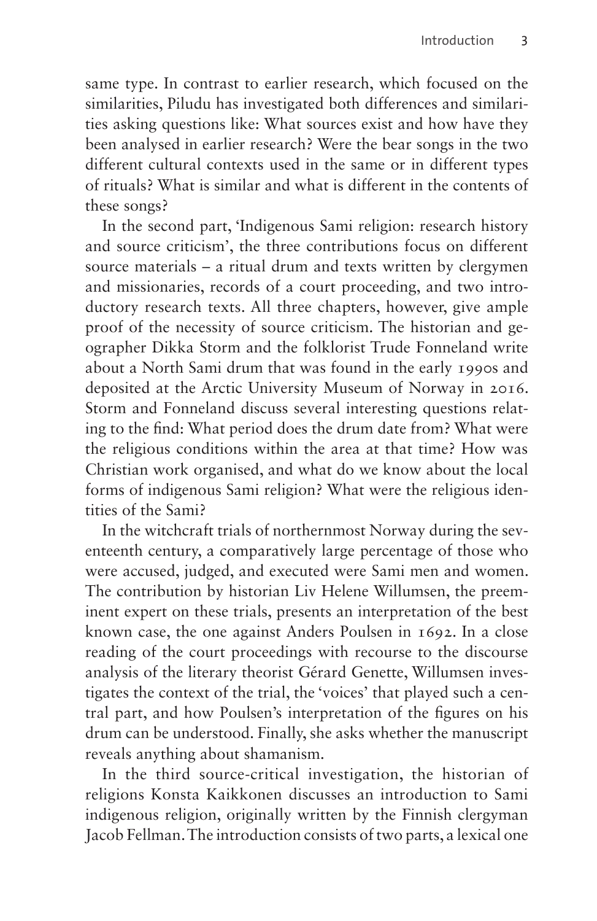same type. In contrast to earlier research, which focused on the similarities, Piludu has investigated both differences and similarities asking questions like: What sources exist and how have they been analysed in earlier research? Were the bear songs in the two different cultural contexts used in the same or in different types of rituals? What is similar and what is different in the contents of these songs?

In the second part, 'Indigenous Sami religion: research history and source criticism', the three contributions focus on different source materials – a ritual drum and texts written by clergymen and missionaries, records of a court proceeding, and two introductory research texts. All three chapters, however, give ample proof of the necessity of source criticism. The historian and geographer Dikka Storm and the folklorist Trude Fonneland write about a North Sami drum that was found in the early 1990s and deposited at the Arctic University Museum of Norway in 2016. Storm and Fonneland discuss several interesting questions relating to the find: What period does the drum date from? What were the religious conditions within the area at that time? How was Christian work organised, and what do we know about the local forms of indigenous Sami religion? What were the religious identities of the Sami?

In the witchcraft trials of northernmost Norway during the seventeenth century, a comparatively large percentage of those who were accused, judged, and executed were Sami men and women. The contribution by historian Liv Helene Willumsen, the preeminent expert on these trials, presents an interpretation of the best known case, the one against Anders Poulsen in 1692. In a close reading of the court proceedings with recourse to the discourse analysis of the literary theorist Gérard Genette, Willumsen investigates the context of the trial, the 'voices' that played such a central part, and how Poulsen's interpretation of the figures on his drum can be understood. Finally, she asks whether the manuscript reveals anything about shamanism.

In the third source-critical investigation, the historian of religions Konsta Kaikkonen discusses an introduction to Sami indigenous religion, originally written by the Finnish clergyman Jacob Fellman. The introduction consists of two parts, a lexical one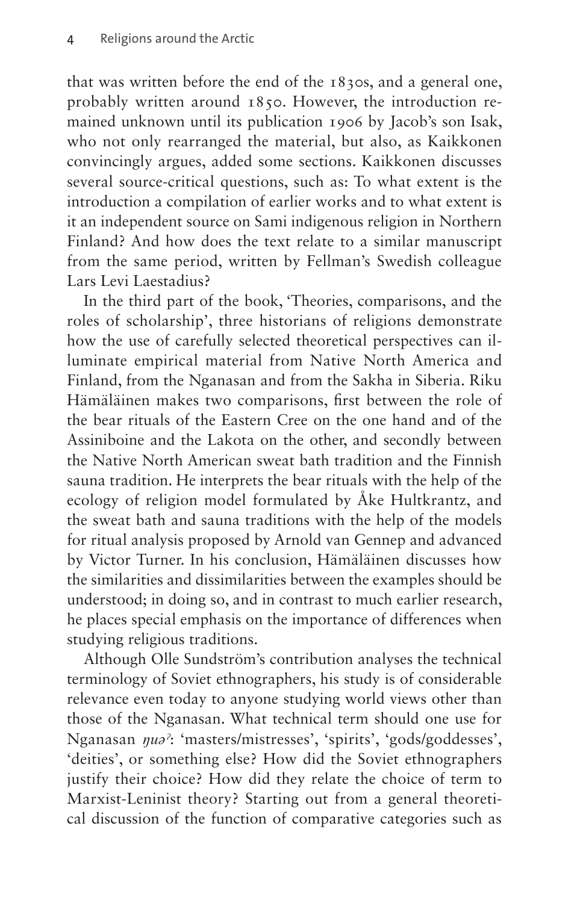that was written before the end of the 1830s, and a general one, probably written around 1850. However, the introduction remained unknown until its publication 1906 by Jacob's son Isak, who not only rearranged the material, but also, as Kaikkonen convincingly argues, added some sections. Kaikkonen discusses several source-critical questions, such as: To what extent is the introduction a compilation of earlier works and to what extent is it an independent source on Sami indigenous religion in Northern Finland? And how does the text relate to a similar manuscript from the same period, written by Fellman's Swedish colleague Lars Levi Laestadius?

In the third part of the book, 'Theories, comparisons, and the roles of scholarship', three historians of religions demonstrate how the use of carefully selected theoretical perspectives can illuminate empirical material from Native North America and Finland, from the Nganasan and from the Sakha in Siberia. Riku Hämäläinen makes two comparisons, first between the role of the bear rituals of the Eastern Cree on the one hand and of the Assiniboine and the Lakota on the other, and secondly between the Native North American sweat bath tradition and the Finnish sauna tradition. He interprets the bear rituals with the help of the ecology of religion model formulated by Åke Hultkrantz, and the sweat bath and sauna traditions with the help of the models for ritual analysis proposed by Arnold van Gennep and advanced by Victor Turner. In his conclusion, Hämäläinen discusses how the similarities and dissimilarities between the examples should be understood; in doing so, and in contrast to much earlier research, he places special emphasis on the importance of differences when studying religious traditions.

Although Olle Sundström's contribution analyses the technical terminology of Soviet ethnographers, his study is of considerable relevance even today to anyone studying world views other than those of the Nganasan. What technical term should one use for Nganasan *ŋuəˀ*: 'masters/mistresses', 'spirits', 'gods/goddesses', 'deities', or something else? How did the Soviet ethnographers justify their choice? How did they relate the choice of term to Marxist-Leninist theory? Starting out from a general theoretical discussion of the function of comparative categories such as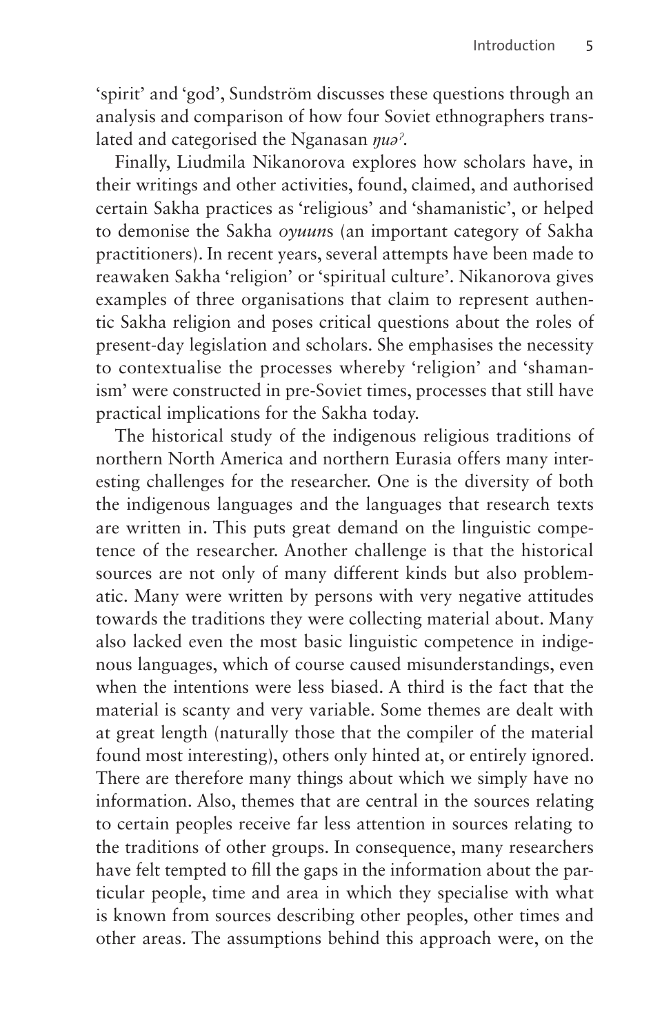'spirit' and 'god', Sundström discusses these questions through an analysis and comparison of how four Soviet ethnographers translated and categorised the Nganasan *ŋuəˀ*.

Finally, Liudmila Nikanorova explores how scholars have, in their writings and other activities, found, claimed, and authorised certain Sakha practices as 'religious' and 'shamanistic', or helped to demonise the Sakha *oyuun*s (an important category of Sakha practitioners). In recent years, several attempts have been made to reawaken Sakha 'religion' or 'spiritual culture'. Nikanorova gives examples of three organisations that claim to represent authentic Sakha religion and poses critical questions about the roles of present-day legislation and scholars. She emphasises the necessity to contextualise the processes whereby 'religion' and 'shamanism' were constructed in pre-Soviet times, processes that still have practical implications for the Sakha today.

The historical study of the indigenous religious traditions of northern North America and northern Eurasia offers many interesting challenges for the researcher. One is the diversity of both the indigenous languages and the languages that research texts are written in. This puts great demand on the linguistic competence of the researcher. Another challenge is that the historical sources are not only of many different kinds but also problematic. Many were written by persons with very negative attitudes towards the traditions they were collecting material about. Many also lacked even the most basic linguistic competence in indigenous languages, which of course caused misunderstandings, even when the intentions were less biased. A third is the fact that the material is scanty and very variable. Some themes are dealt with at great length (naturally those that the compiler of the material found most interesting), others only hinted at, or entirely ignored. There are therefore many things about which we simply have no information. Also, themes that are central in the sources relating to certain peoples receive far less attention in sources relating to the traditions of other groups. In consequence, many researchers have felt tempted to fill the gaps in the information about the particular people, time and area in which they specialise with what is known from sources describing other peoples, other times and other areas. The assumptions behind this approach were, on the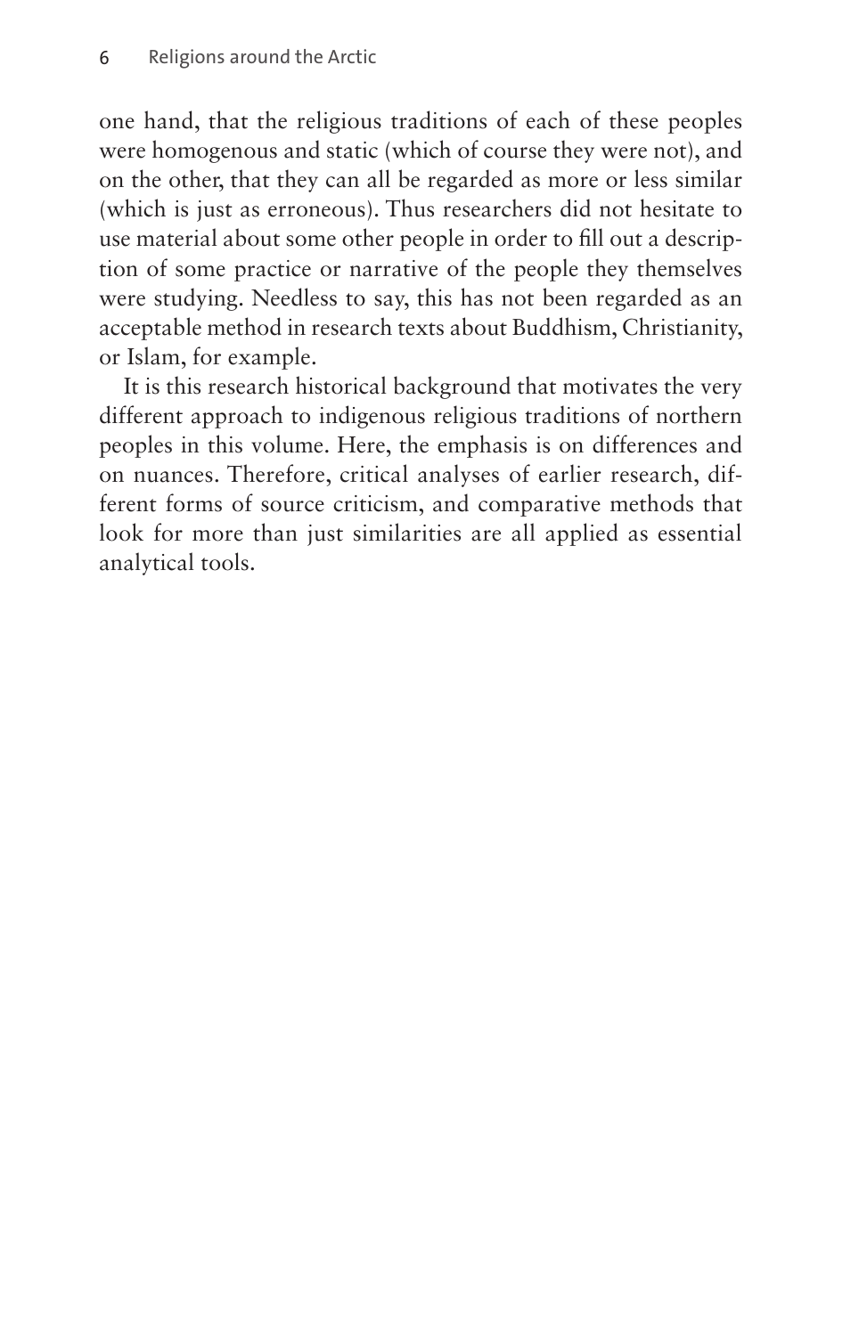one hand, that the religious traditions of each of these peoples were homogenous and static (which of course they were not), and on the other, that they can all be regarded as more or less similar (which is just as erroneous). Thus researchers did not hesitate to use material about some other people in order to fill out a description of some practice or narrative of the people they themselves were studying. Needless to say, this has not been regarded as an acceptable method in research texts about Buddhism, Christianity, or Islam, for example.

It is this research historical background that motivates the very different approach to indigenous religious traditions of northern peoples in this volume. Here, the emphasis is on differences and on nuances. Therefore, critical analyses of earlier research, different forms of source criticism, and comparative methods that look for more than just similarities are all applied as essential analytical tools.